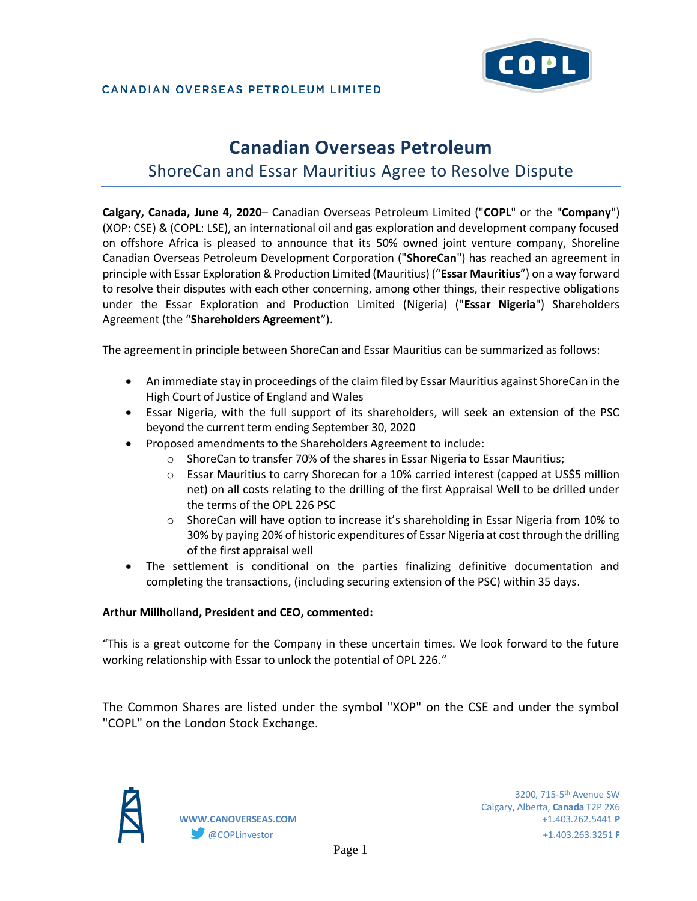CANADIAN OVERSEAS PETROLEUM LIMITED

# Canadian Overseas Petroleum

## ShoreCan and Essar Mauritius Agree to Resolve Dispute

**Calgary, Canada, June 4, 2020**– Canadian Overseas Petroleum Limited ("**COPL**" or the "**Company**") (XOP: CSE) & (COPL: LSE), an international oil and gas exploration and development company focused on offshore Africa is pleased to announce that its 50% owned joint venture company, Shoreline Canadian Overseas Petroleum Development Corporation ("**ShoreCan**") has reached an agreement in principle with Essar Exploration & Production Limited (Mauritius) ("**Essar Mauritius**") on a way forward to resolve their disputes with each other concerning, among other things, their respective obligations under the Essar Exploration and Production Limited (Nigeria) ("**Essar Nigeria**") Shareholders Agreement (the "**Shareholders Agreement**").

The agreement in principle between ShoreCan and Essar Mauritius can be summarized as follows:

- An immediate stay in proceedings of the claim filed by Essar Mauritius against ShoreCan in the High Court of Justice of England and Wales
- Essar Nigeria, with the full support of its shareholders, will seek an extension of the PSC beyond the current term ending September 30, 2020
- Proposed amendments to the Shareholders Agreement to include:
  - ShoreCan to transfer 70% of the shares in Essar Nigeria to Essar Mauritius;
  - Essar Mauritius to carry Shorecan for a 10% carried interest (capped at US$5 million net) on all costs relating to the drilling of the first Appraisal Well to be drilled under the terms of the OPL 226 PSC
  - ShoreCan will have option to increase it's shareholding in Essar Nigeria from 10% to 30% by paying 20% of historic expenditures of Essar Nigeria at cost through the drilling of the first appraisal well
- The settlement is conditional on the parties finalizing definitive documentation and completing the transactions, (including securing extension of the PSC) within 35 days.

**Arthur Millholland, President and CEO, commented:**

"This is a great outcome for the Company in these uncertain times. We look forward to the future working relationship with Essar to unlock the potential of OPL 226."

The Common Shares are listed under the symbol "XOP" on the CSE and under the symbol "COPL" on the London Stock Exchange.

WWW.CANOVERSEAS.COM
@COPLinvestor

3200, 715-5th Avenue SW
Calgary, Alberta, **Canada** T2P 2X6
+1.403.262.5441 **P**
+1.403.263.3251 **F**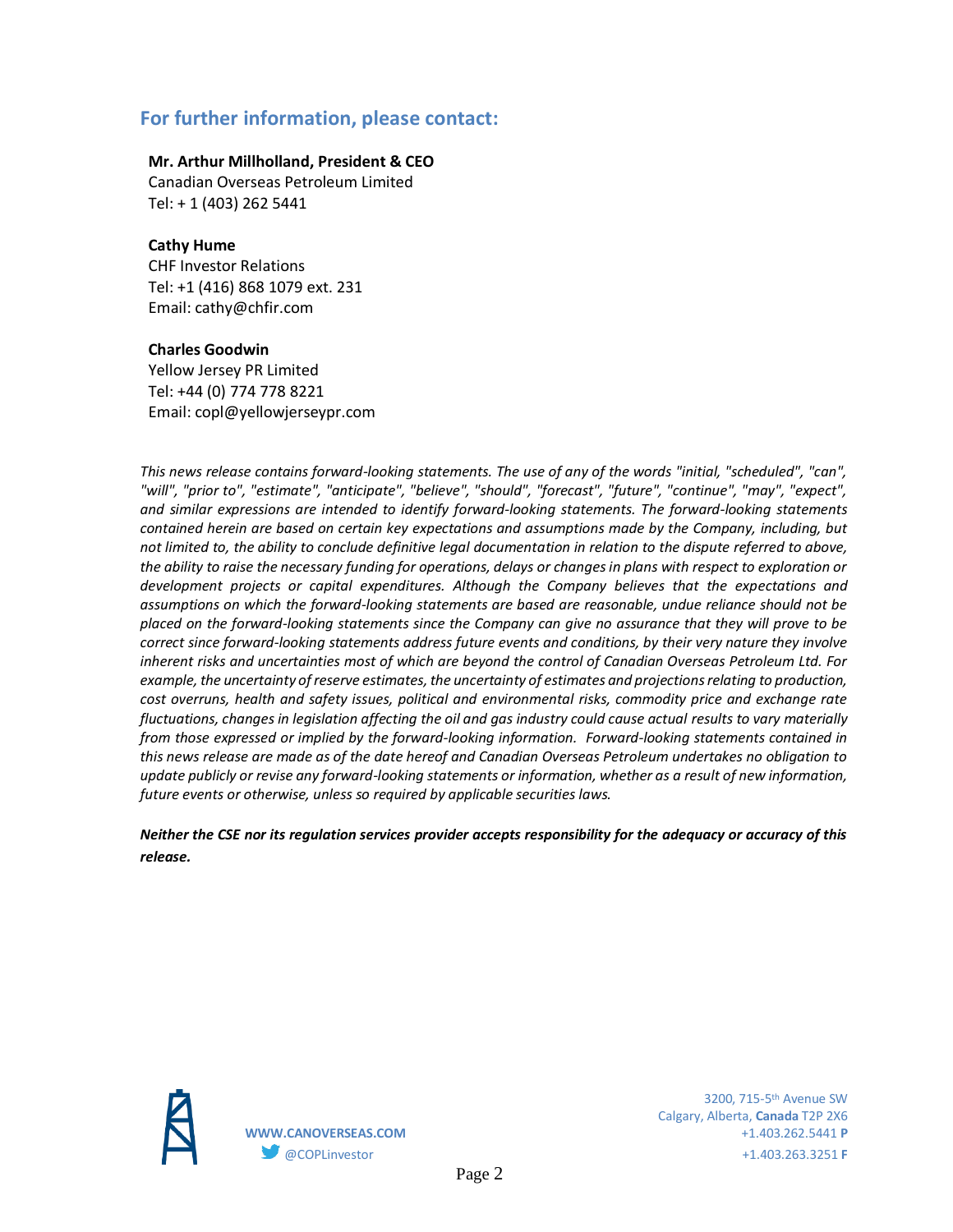## For further information, please contact:

**Mr. Arthur Millholland, President & CEO**
Canadian Overseas Petroleum Limited
Tel: + 1 (403) 262 5441

**Cathy Hume**
CHF Investor Relations
Tel: +1 (416) 868 1079 ext. 231
Email: cathy@chfir.com

**Charles Goodwin**
Yellow Jersey PR Limited
Tel: +44 (0) 774 778 8221
Email: copl@yellowjerseypr.com

*This news release contains forward-looking statements. The use of any of the words "initial, "scheduled", "can", "will", "prior to", "estimate", "anticipate", "believe", "should", "forecast", "future", "continue", "may", "expect", and similar expressions are intended to identify forward-looking statements. The forward-looking statements contained herein are based on certain key expectations and assumptions made by the Company, including, but not limited to, the ability to conclude definitive legal documentation in relation to the dispute referred to above, the ability to raise the necessary funding for operations, delays or changes in plans with respect to exploration or development projects or capital expenditures. Although the Company believes that the expectations and assumptions on which the forward-looking statements are based are reasonable, undue reliance should not be placed on the forward-looking statements since the Company can give no assurance that they will prove to be correct since forward-looking statements address future events and conditions, by their very nature they involve inherent risks and uncertainties most of which are beyond the control of Canadian Overseas Petroleum Ltd. For example, the uncertainty of reserve estimates, the uncertainty of estimates and projections relating to production, cost overruns, health and safety issues, political and environmental risks, commodity price and exchange rate fluctuations, changes in legislation affecting the oil and gas industry could cause actual results to vary materially from those expressed or implied by the forward-looking information. Forward-looking statements contained in this news release are made as of the date hereof and Canadian Overseas Petroleum undertakes no obligation to update publicly or revise any forward-looking statements or information, whether as a result of new information, future events or otherwise, unless so required by applicable securities laws.*

***Neither the CSE nor its regulation services provider accepts responsibility for the adequacy or accuracy of this release.***

WWW.CANOVERSEAS.COM
@COPLinvestor

3200, 715-5th Avenue SW
Calgary, Alberta, **Canada** T2P 2X6
+1.403.262.5441 **P**
+1.403.263.3251 **F**